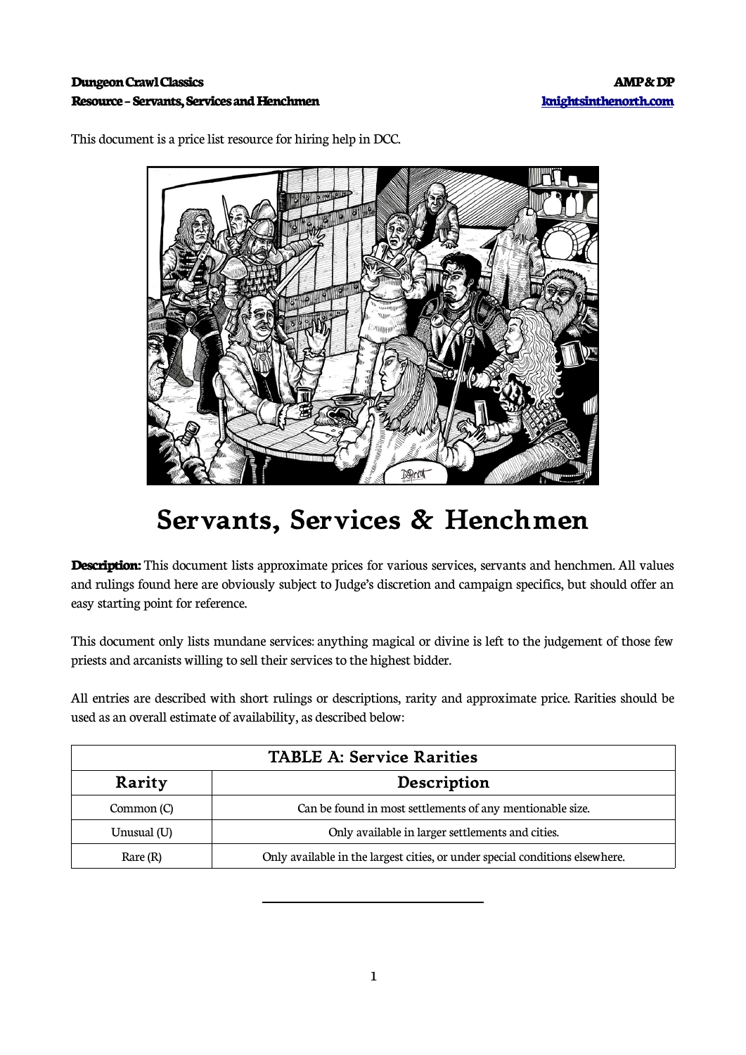This document is a price list resource for hiring help in DCC.

# Servants, Services & Henchmen

**Description:** This document lists approximate prices for various services, servants and henchmen. All values and rulings found here are obviously subject to Judge's discretion and campaign specifics, but should offer an easy starting point for reference.

This document only lists mundane services: anything magical or divine is left to the judgement of those few priests and arcanists willing to sell their services to the highest bidder.

All entries are described with short rulings or descriptions, rarity and approximate price. Rarities should be used as an overall estimate of availability, as described below:

| TABLE A: Service Rarities | |
|---|---|
| **Rarity** | **Description** |
| Common (C) | Can be found in most settlements of any mentionable size. |
| Unusual (U) | Only available in larger settlements and cities. |
| Rare (R) | Only available in the largest cities, or under special conditions elsewhere. |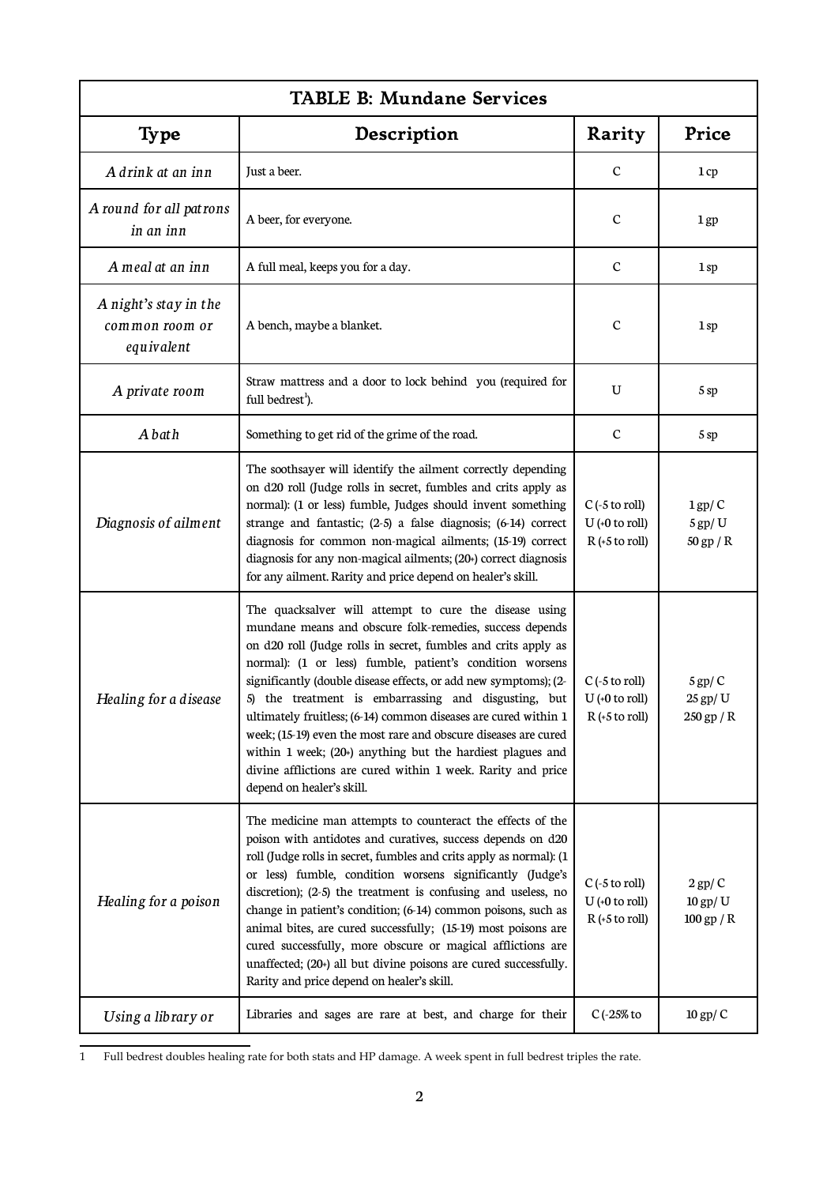| TABLE B: Mundane Services | | | |
|---|---|---|---|
| **Type** | **Description** | **Rarity** | **Price** |
| *A drink at an inn* | Just a beer. | C | 1 cp |
| *A round for all patrons in an inn* | A beer, for everyone. | C | 1 gp |
| *A meal at an inn* | A full meal, keeps you for a day. | C | 1 sp |
| *A night's stay in the common room or equivalent* | A bench, maybe a blanket. | C | 1 sp |
| *A private room* | Straw mattress and a door to lock behind you (required for full bedrest[1]). | U | 5 sp |
| *A bath* | Something to get rid of the grime of the road. | C | 5 sp |
| *Diagnosis of ailment* | The soothsayer will identify the ailment correctly depending on d20 roll (Judge rolls in secret, fumbles and crits apply as normal): (1 or less) fumble, Judges should invent something strange and fantastic; (2-5) a false diagnosis; (6-14) correct diagnosis for common non-magical ailments; (15-19) correct diagnosis for any non-magical ailments; (20+) correct diagnosis for any ailment. Rarity and price depend on healer's skill. | C (-5 to roll) U (+0 to roll) R (+5 to roll) | 1 gp / C 5 gp / U 50 gp / R |
| *Healing for a disease* | The quacksalver will attempt to cure the disease using mundane means and obscure folk-remedies, success depends on d20 roll (Judge rolls in secret, fumbles and crits apply as normal): (1 or less) fumble, patient's condition worsens significantly (double disease effects, or add new symptoms); (2-5) the treatment is embarrassing and disgusting, but ultimately fruitless; (6-14) common diseases are cured within 1 week; (15-19) even the most rare and obscure diseases are cured within 1 week; (20+) anything but the hardiest plagues and divine afflictions are cured within 1 week. Rarity and price depend on healer's skill. | C (-5 to roll) U (+0 to roll) R (+5 to roll) | 5 gp / C 25 gp / U 250 gp / R |
| *Healing for a poison* | The medicine man attempts to counteract the effects of the poison with antidotes and curatives, success depends on d20 roll (Judge rolls in secret, fumbles and crits apply as normal): (1 or less) fumble, condition worsens significantly (Judge's discretion); (2-5) the treatment is confusing and useless, no change in patient's condition; (6-14) common poisons, such as animal bites, are cured successfully; (15-19) most poisons are cured successfully, more obscure or magical afflictions are unaffected; (20+) all but divine poisons are cured successfully. Rarity and price depend on healer's skill. | C (-5 to roll) U (+0 to roll) R (+5 to roll) | 2 gp / C 10 gp / U 100 gp / R |
| *Using a library or* | Libraries and sages are rare at best, and charge for their | C (-25% to | 10 gp / C |

[1] Full bedrest doubles healing rate for both stats and HP damage. A week spent in full bedrest triples the rate.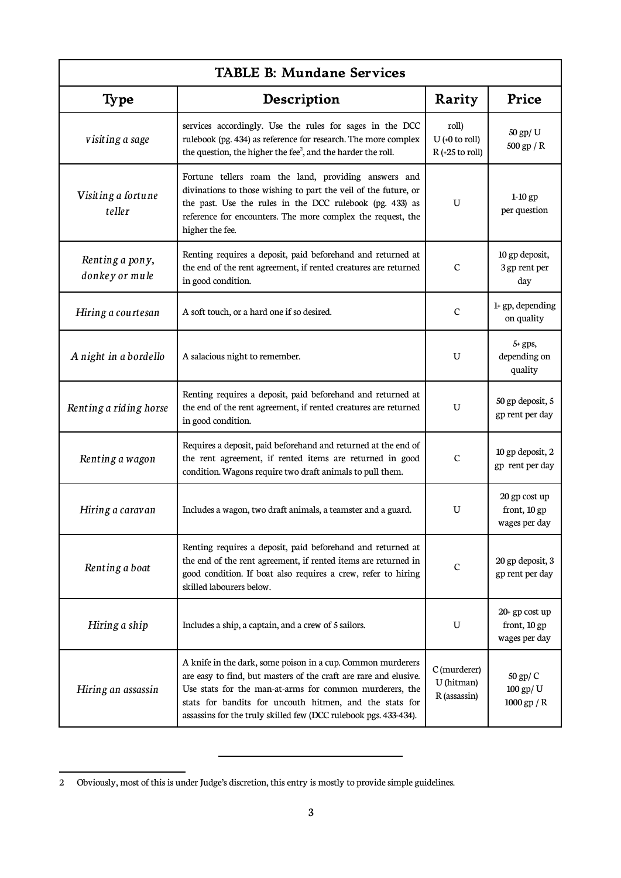| TABLE B: Mundane Services | | | |
|---|---|---|---|
| **Type** | **Description** | **Rarity** | **Price** |
| *visiting a sage* | services accordingly. Use the rules for sages in the DCC rulebook (pg. 434) as reference for research. The more complex the question, the higher the fee[2], and the harder the roll. | roll)<br>U (+0 to roll)<br>R (+25 to roll) | 50 gp/ U<br>500 gp / R |
| *Visiting a fortune teller* | Fortune tellers roam the land, providing answers and divinations to those wishing to part the veil of the future, or the past. Use the rules in the DCC rulebook (pg. 433) as reference for encounters. The more complex the request, the higher the fee. | U | 1-10 gp per question |
| *Renting a pony, donkey or mule* | Renting requires a deposit, paid beforehand and returned at the end of the rent agreement, if rented creatures are returned in good condition. | C | 10 gp deposit, 3 gp rent per day |
| *Hiring a courtesan* | A soft touch, or a hard one if so desired. | C | 1+ gp, depending on quality |
| *A night in a bordello* | A salacious night to remember. | U | 5+ gps, depending on quality |
| *Renting a riding horse* | Renting requires a deposit, paid beforehand and returned at the end of the rent agreement, if rented creatures are returned in good condition. | U | 50 gp deposit, 5 gp rent per day |
| *Renting a wagon* | Requires a deposit, paid beforehand and returned at the end of the rent agreement, if rented items are returned in good condition. Wagons require two draft animals to pull them. | C | 10 gp deposit, 2 gp rent per day |
| *Hiring a caravan* | Includes a wagon, two draft animals, a teamster and a guard. | U | 20 gp cost up front, 10 gp wages per day |
| *Renting a boat* | Renting requires a deposit, paid beforehand and returned at the end of the rent agreement, if rented items are returned in good condition. If boat also requires a crew, refer to hiring skilled labourers below. | C | 20 gp deposit, 3 gp rent per day |
| *Hiring a ship* | Includes a ship, a captain, and a crew of 5 sailors. | U | 20+ gp cost up front, 10 gp wages per day |
| *Hiring an assassin* | A knife in the dark, some poison in a cup. Common murderers are easy to find, but masters of the craft are rare and elusive. Use stats for the man-at-arms for common murderers, the stats for bandits for uncouth hitmen, and the stats for assassins for the truly skilled few (DCC rulebook pgs. 433-434). | C (murderer)<br>U (hitman)<br>R (assassin) | 50 gp/ C<br>100 gp/ U<br>1000 gp / R |

---

2 Obviously, most of this is under Judge's discretion, this entry is mostly to provide simple guidelines.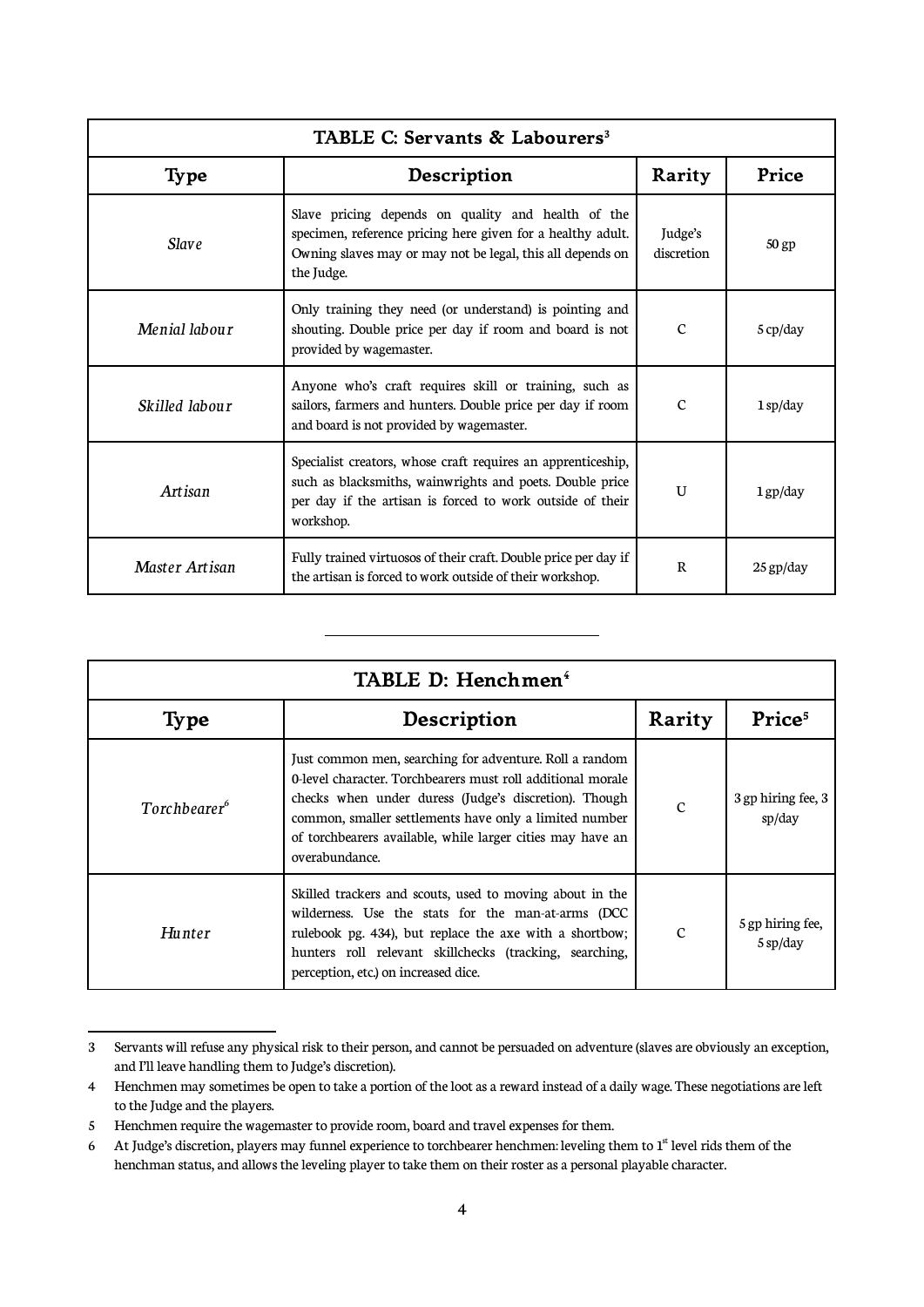| TABLE C: Servants & Labourers[3] | | | |
|---|---|---|---|
| **Type** | **Description** | **Rarity** | **Price** |
| *Slave* | Slave pricing depends on quality and health of the specimen, reference pricing here given for a healthy adult. Owning slaves may or may not be legal, this all depends on the Judge. | Judge's discretion | 50 gp |
| *Menial labour* | Only training they need (or understand) is pointing and shouting. Double price per day if room and board is not provided by wagemaster. | C | 5 cp/day |
| *Skilled labour* | Anyone who's craft requires skill or training, such as sailors, farmers and hunters. Double price per day if room and board is not provided by wagemaster. | C | 1 sp/day |
| *Artisan* | Specialist creators, whose craft requires an apprenticeship, such as blacksmiths, wainwrights and poets. Double price per day if the artisan is forced to work outside of their workshop. | U | 1 gp/day |
| *Master Artisan* | Fully trained virtuosos of their craft. Double price per day if the artisan is forced to work outside of their workshop. | R | 25 gp/day |

---

| TABLE D: Henchmen[4] | | | |
|---|---|---|---|
| **Type** | **Description** | **Rarity** | **Price[5]** |
| *Torchbearer[6]* | Just common men, searching for adventure. Roll a random 0-level character. Torchbearers must roll additional morale checks when under duress (Judge's discretion). Though common, smaller settlements have only a limited number of torchbearers available, while larger cities may have an overabundance. | C | 3 gp hiring fee, 3 sp/day |
| *Hunter* | Skilled trackers and scouts, used to moving about in the wilderness. Use the stats for the man-at-arms (DCC rulebook pg. 434), but replace the axe with a shortbow; hunters roll relevant skillchecks (tracking, searching, perception, etc.) on increased dice. | C | 5 gp hiring fee, 5 sp/day |

---

3 Servants will refuse any physical risk to their person, and cannot be persuaded on adventure (slaves are obviously an exception, and I'll leave handling them to Judge's discretion).

4 Henchmen may sometimes be open to take a portion of the loot as a reward instead of a daily wage. These negotiations are left to the Judge and the players.

5 Henchmen require the wagemaster to provide room, board and travel expenses for them.

6 At Judge's discretion, players may funnel experience to torchbearer henchmen: leveling them to 1st level rids them of the henchman status, and allows the leveling player to take them on their roster as a personal playable character.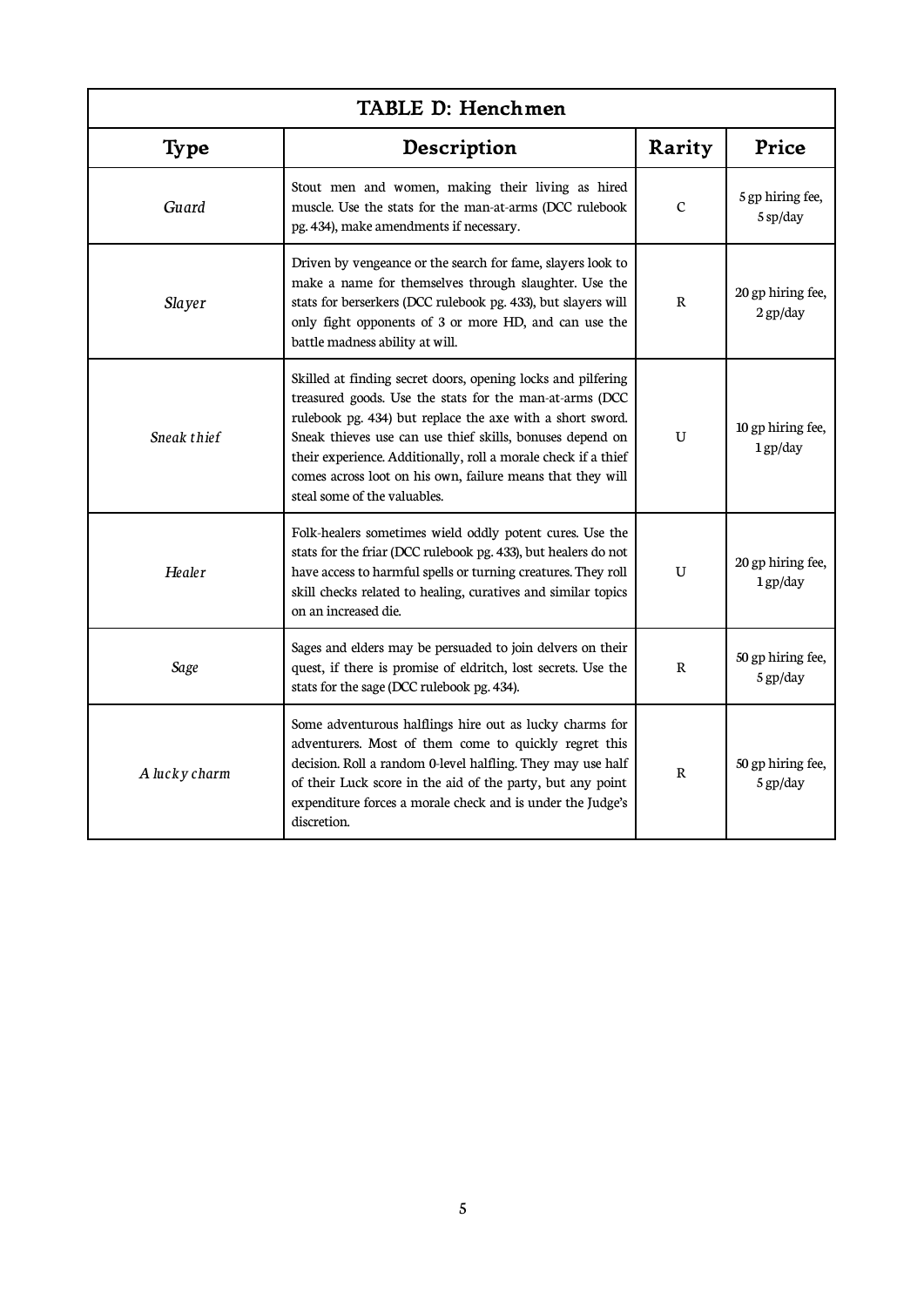| TABLE D: Henchmen | | | |
|---|---|---|---|
| **Type** | **Description** | **Rarity** | **Price** |
| *Guard* | Stout men and women, making their living as hired muscle. Use the stats for the man-at-arms (DCC rulebook pg. 434), make amendments if necessary. | C | 5 gp hiring fee, 5 sp/day |
| *Slayer* | Driven by vengeance or the search for fame, slayers look to make a name for themselves through slaughter. Use the stats for berserkers (DCC rulebook pg. 433), but slayers will only fight opponents of 3 or more HD, and can use the battle madness ability at will. | R | 20 gp hiring fee, 2 gp/day |
| *Sneak thief* | Skilled at finding secret doors, opening locks and pilfering treasured goods. Use the stats for the man-at-arms (DCC rulebook pg. 434) but replace the axe with a short sword. Sneak thieves use can use thief skills, bonuses depend on their experience. Additionally, roll a morale check if a thief comes across loot on his own, failure means that they will steal some of the valuables. | U | 10 gp hiring fee, 1 gp/day |
| *Healer* | Folk-healers sometimes wield oddly potent cures. Use the stats for the friar (DCC rulebook pg. 433), but healers do not have access to harmful spells or turning creatures. They roll skill checks related to healing, curatives and similar topics on an increased die. | U | 20 gp hiring fee, 1 gp/day |
| *Sage* | Sages and elders may be persuaded to join delvers on their quest, if there is promise of eldritch, lost secrets. Use the stats for the sage (DCC rulebook pg. 434). | R | 50 gp hiring fee, 5 gp/day |
| *A lucky charm* | Some adventurous halflings hire out as lucky charms for adventurers. Most of them come to quickly regret this decision. Roll a random 0-level halfling. They may use half of their Luck score in the aid of the party, but any point expenditure forces a morale check and is under the Judge's discretion. | R | 50 gp hiring fee, 5 gp/day |